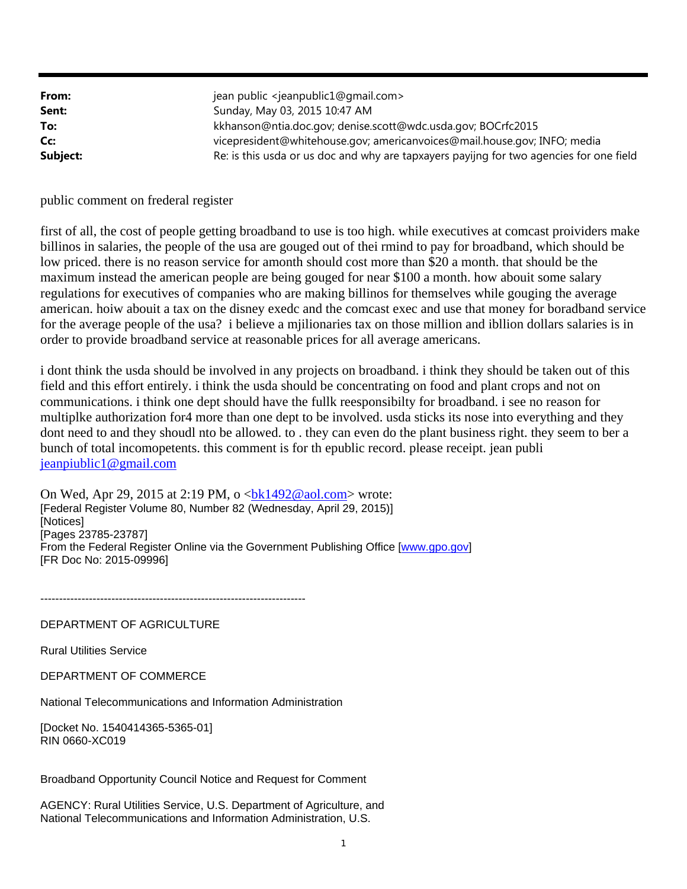**From:** jean public <jeanpublic1@gmail.com>
**Sent:** Sunday, May 03, 2015 10:47 AM
**To:** kkhanson@ntia.doc.gov; denise.scott@wdc.usda.gov; BOCrfc2015
**Cc:** vicepresident@whitehouse.gov; americanvoices@mail.house.gov; INFO; media
**Subject:** Re: is this usda or us doc and why are tapxayers payijng for two agencies for one field

public comment on frederal register

first of all, the cost of people getting broadband to use is too high. while executives at comcast proividers make billinos in salaries, the people of the usa are gouged out of thei rmind to pay for broadband, which should be low priced. there is no reason service for amonth should cost more than $20 a month. that should be the maximum instead the american people are being gouged for near $100 a month. how abouit some salary regulations for executives of companies who are making billinos for themselves while gouging the average american. hoiw abouit a tax on the disney exedc and the comcast exec and use that money for boradband service for the average people of the usa? i believe a mjilionaries tax on those million and ibllion dollars salaries is in order to provide broadband service at reasonable prices for all average americans.

i dont think the usda should be involved in any projects on broadband. i think they should be taken out of this field and this effort entirely. i think the usda should be concentrating on food and plant crops and not on communications. i think one dept should have the fullk reesponsibilty for broadband. i see no reason for multiplke authorization for4 more than one dept to be involved. usda sticks its nose into everything and they dont need to and they shoudl nto be allowed. to . they can even do the plant business right. they seem to ber a bunch of total incomopetents. this comment is for th epublic record. please receipt. jean publi
jeanpiublic1@gmail.com

On Wed, Apr 29, 2015 at 2:19 PM, o <bk1492@aol.com> wrote:
[Federal Register Volume 80, Number 82 (Wednesday, April 29, 2015)]
[Notices]
[Pages 23785-23787]
From the Federal Register Online via the Government Publishing Office [www.gpo.gov]
[FR Doc No: 2015-09996]

-----------------------------------------------------------------------

DEPARTMENT OF AGRICULTURE

Rural Utilities Service

DEPARTMENT OF COMMERCE

National Telecommunications and Information Administration

[Docket No. 1540414365-5365-01]
RIN 0660-XC019

Broadband Opportunity Council Notice and Request for Comment

AGENCY: Rural Utilities Service, U.S. Department of Agriculture, and
National Telecommunications and Information Administration, U.S.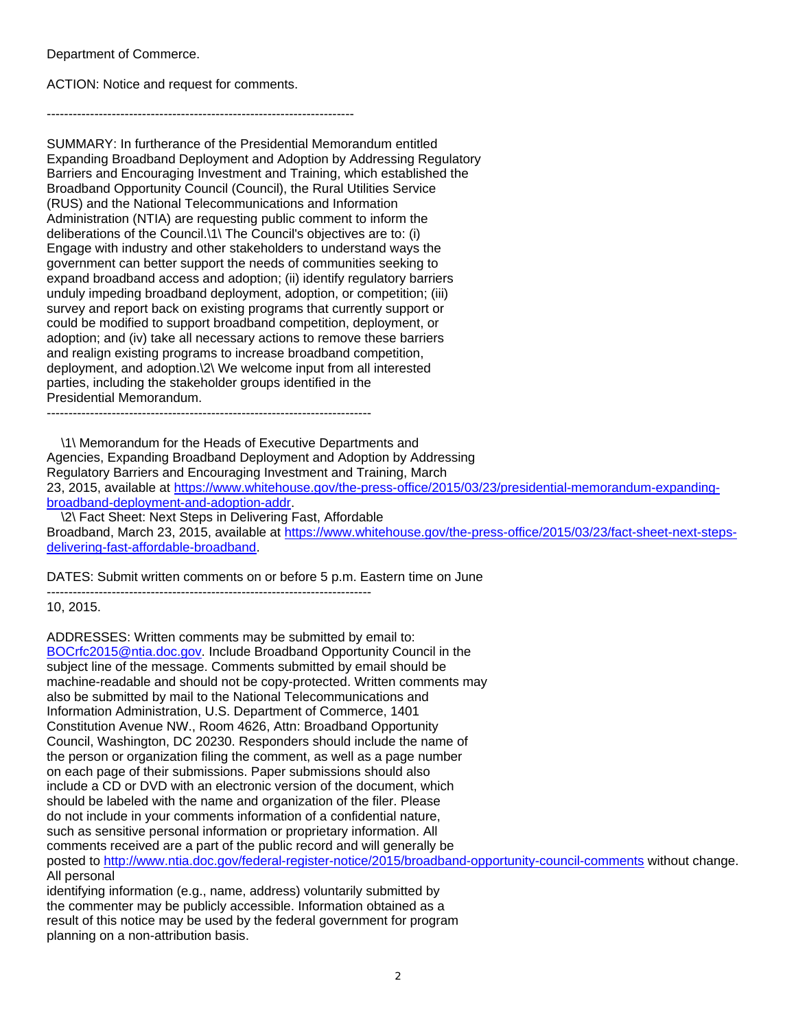Department of Commerce.

ACTION: Notice and request for comments.

-----------------------------------------------------------------------

SUMMARY: In furtherance of the Presidential Memorandum entitled Expanding Broadband Deployment and Adoption by Addressing Regulatory Barriers and Encouraging Investment and Training, which established the Broadband Opportunity Council (Council), the Rural Utilities Service (RUS) and the National Telecommunications and Information Administration (NTIA) are requesting public comment to inform the deliberations of the Council.\1\ The Council's objectives are to: (i) Engage with industry and other stakeholders to understand ways the government can better support the needs of communities seeking to expand broadband access and adoption; (ii) identify regulatory barriers unduly impeding broadband deployment, adoption, or competition; (iii) survey and report back on existing programs that currently support or could be modified to support broadband competition, deployment, or adoption; and (iv) take all necessary actions to remove these barriers and realign existing programs to increase broadband competition, deployment, and adoption.\2\ We welcome input from all interested parties, including the stakeholder groups identified in the Presidential Memorandum.

---------------------------------------------------------------------------

\1\ Memorandum for the Heads of Executive Departments and Agencies, Expanding Broadband Deployment and Adoption by Addressing Regulatory Barriers and Encouraging Investment and Training, March 23, 2015, available at https://www.whitehouse.gov/the-press-office/2015/03/23/presidential-memorandum-expanding-broadband-deployment-and-adoption-addr.

\2\ Fact Sheet: Next Steps in Delivering Fast, Affordable Broadband, March 23, 2015, available at https://www.whitehouse.gov/the-press-office/2015/03/23/fact-sheet-next-steps-delivering-fast-affordable-broadband.

DATES: Submit written comments on or before 5 p.m. Eastern time on June

---------------------------------------------------------------------------

10, 2015.

ADDRESSES: Written comments may be submitted by email to: BOCrfc2015@ntia.doc.gov. Include Broadband Opportunity Council in the subject line of the message. Comments submitted by email should be machine-readable and should not be copy-protected. Written comments may also be submitted by mail to the National Telecommunications and Information Administration, U.S. Department of Commerce, 1401 Constitution Avenue NW., Room 4626, Attn: Broadband Opportunity Council, Washington, DC 20230. Responders should include the name of the person or organization filing the comment, as well as a page number on each page of their submissions. Paper submissions should also include a CD or DVD with an electronic version of the document, which should be labeled with the name and organization of the filer. Please do not include in your comments information of a confidential nature, such as sensitive personal information or proprietary information. All comments received are a part of the public record and will generally be posted to http://www.ntia.doc.gov/federal-register-notice/2015/broadband-opportunity-council-comments without change. All personal identifying information (e.g., name, address) voluntarily submitted by the commenter may be publicly accessible. Information obtained as a result of this notice may be used by the federal government for program planning on a non-attribution basis.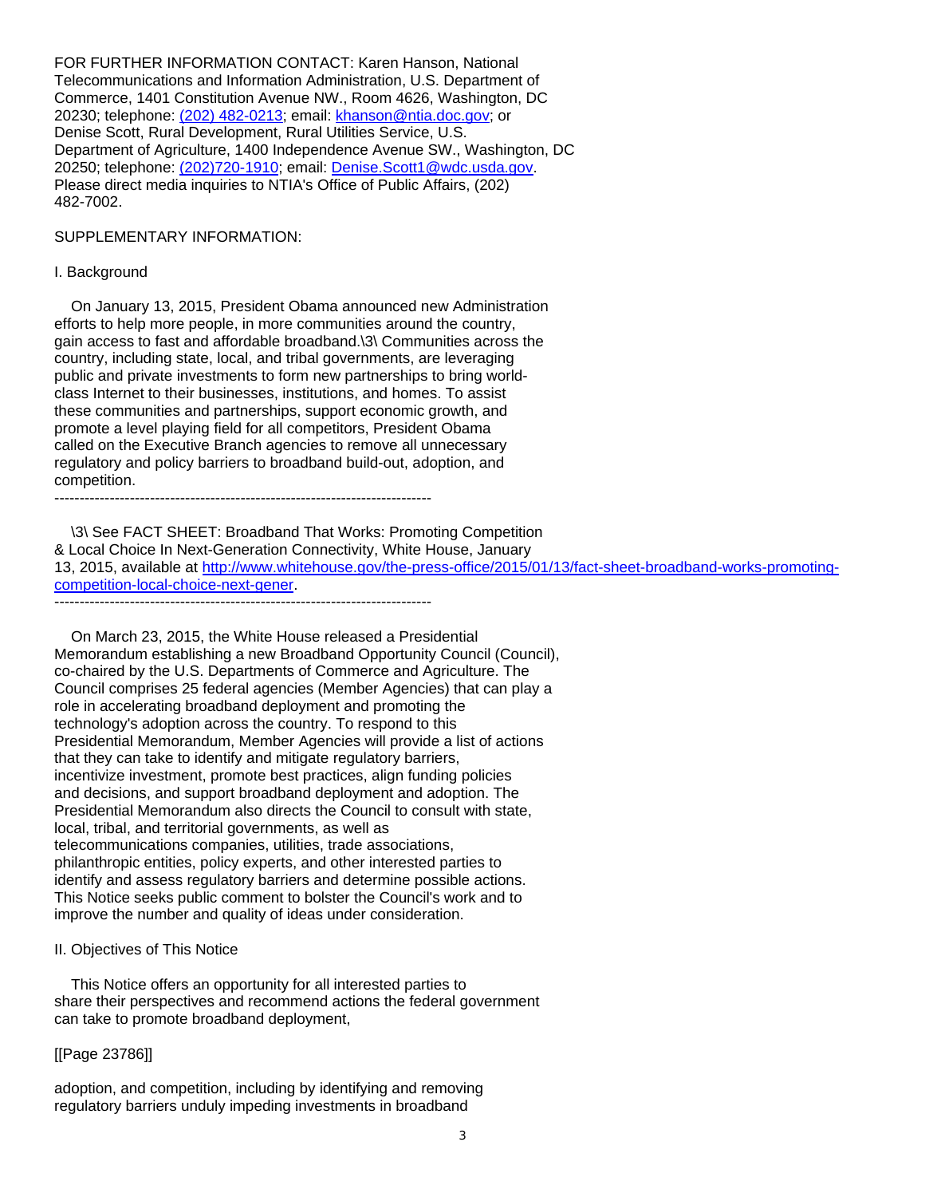FOR FURTHER INFORMATION CONTACT: Karen Hanson, National Telecommunications and Information Administration, U.S. Department of Commerce, 1401 Constitution Avenue NW., Room 4626, Washington, DC 20230; telephone: (202) 482-0213; email: khanson@ntia.doc.gov; or Denise Scott, Rural Development, Rural Utilities Service, U.S. Department of Agriculture, 1400 Independence Avenue SW., Washington, DC 20250; telephone: (202)720-1910; email: Denise.Scott1@wdc.usda.gov. Please direct media inquiries to NTIA's Office of Public Affairs, (202) 482-7002.

SUPPLEMENTARY INFORMATION:

I. Background

On January 13, 2015, President Obama announced new Administration efforts to help more people, in more communities around the country, gain access to fast and affordable broadband.\3\ Communities across the country, including state, local, and tribal governments, are leveraging public and private investments to form new partnerships to bring world-class Internet to their businesses, institutions, and homes. To assist these communities and partnerships, support economic growth, and promote a level playing field for all competitors, President Obama called on the Executive Branch agencies to remove all unnecessary regulatory and policy barriers to broadband build-out, adoption, and competition.

---------------------------------------------------------------------------

\3\ See FACT SHEET: Broadband That Works: Promoting Competition & Local Choice In Next-Generation Connectivity, White House, January 13, 2015, available at http://www.whitehouse.gov/the-press-office/2015/01/13/fact-sheet-broadband-works-promoting-competition-local-choice-next-gener.

---------------------------------------------------------------------------

On March 23, 2015, the White House released a Presidential Memorandum establishing a new Broadband Opportunity Council (Council), co-chaired by the U.S. Departments of Commerce and Agriculture. The Council comprises 25 federal agencies (Member Agencies) that can play a role in accelerating broadband deployment and promoting the technology's adoption across the country. To respond to this Presidential Memorandum, Member Agencies will provide a list of actions that they can take to identify and mitigate regulatory barriers, incentivize investment, promote best practices, align funding policies and decisions, and support broadband deployment and adoption. The Presidential Memorandum also directs the Council to consult with state, local, tribal, and territorial governments, as well as telecommunications companies, utilities, trade associations, philanthropic entities, policy experts, and other interested parties to identify and assess regulatory barriers and determine possible actions. This Notice seeks public comment to bolster the Council's work and to improve the number and quality of ideas under consideration.

II. Objectives of This Notice

This Notice offers an opportunity for all interested parties to share their perspectives and recommend actions the federal government can take to promote broadband deployment,

[[Page 23786]]

adoption, and competition, including by identifying and removing regulatory barriers unduly impeding investments in broadband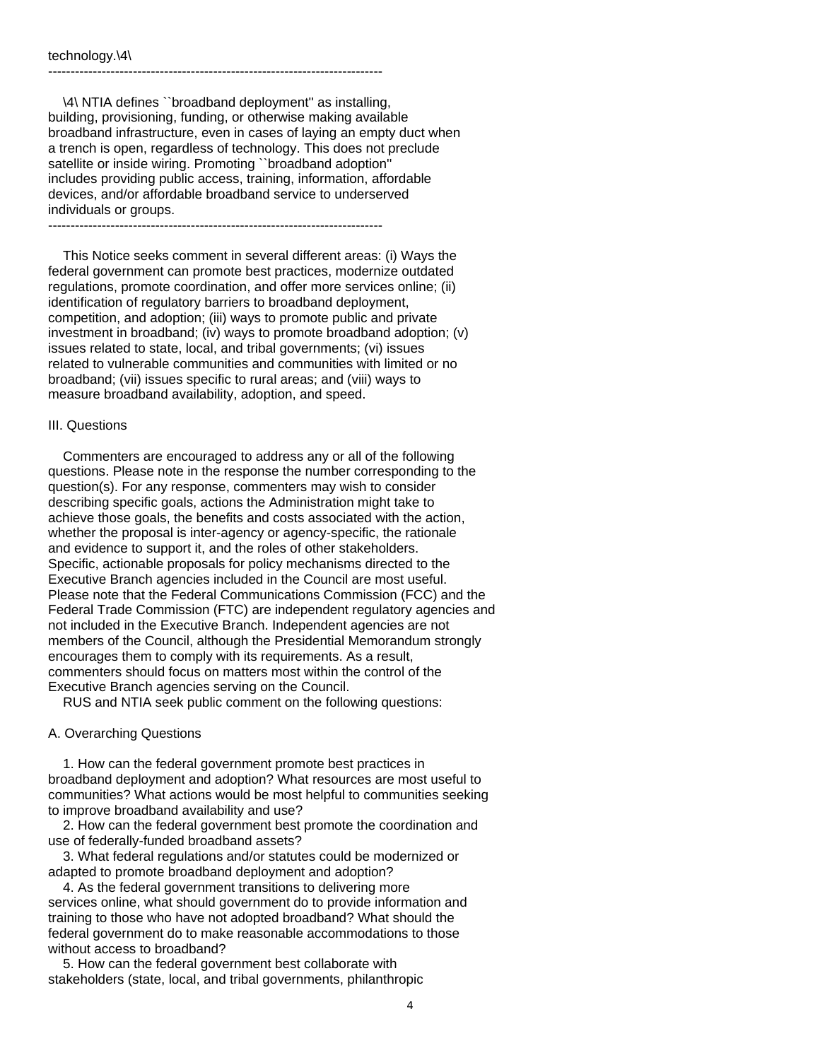technology.\4\

---------------------------------------------------------------------------

\4\ NTIA defines ``broadband deployment'' as installing, building, provisioning, funding, or otherwise making available broadband infrastructure, even in cases of laying an empty duct when a trench is open, regardless of technology. This does not preclude satellite or inside wiring. Promoting ``broadband adoption'' includes providing public access, training, information, affordable devices, and/or affordable broadband service to underserved individuals or groups.

---------------------------------------------------------------------------

This Notice seeks comment in several different areas: (i) Ways the federal government can promote best practices, modernize outdated regulations, promote coordination, and offer more services online; (ii) identification of regulatory barriers to broadband deployment, competition, and adoption; (iii) ways to promote public and private investment in broadband; (iv) ways to promote broadband adoption; (v) issues related to state, local, and tribal governments; (vi) issues related to vulnerable communities and communities with limited or no broadband; (vii) issues specific to rural areas; and (viii) ways to measure broadband availability, adoption, and speed.

III. Questions

Commenters are encouraged to address any or all of the following questions. Please note in the response the number corresponding to the question(s). For any response, commenters may wish to consider describing specific goals, actions the Administration might take to achieve those goals, the benefits and costs associated with the action, whether the proposal is inter-agency or agency-specific, the rationale and evidence to support it, and the roles of other stakeholders. Specific, actionable proposals for policy mechanisms directed to the Executive Branch agencies included in the Council are most useful. Please note that the Federal Communications Commission (FCC) and the Federal Trade Commission (FTC) are independent regulatory agencies and not included in the Executive Branch. Independent agencies are not members of the Council, although the Presidential Memorandum strongly encourages them to comply with its requirements. As a result, commenters should focus on matters most within the control of the Executive Branch agencies serving on the Council.

RUS and NTIA seek public comment on the following questions:

A. Overarching Questions

1. How can the federal government promote best practices in broadband deployment and adoption? What resources are most useful to communities? What actions would be most helpful to communities seeking to improve broadband availability and use?

2. How can the federal government best promote the coordination and use of federally-funded broadband assets?

3. What federal regulations and/or statutes could be modernized or adapted to promote broadband deployment and adoption?

4. As the federal government transitions to delivering more services online, what should government do to provide information and training to those who have not adopted broadband? What should the federal government do to make reasonable accommodations to those without access to broadband?

5. How can the federal government best collaborate with stakeholders (state, local, and tribal governments, philanthropic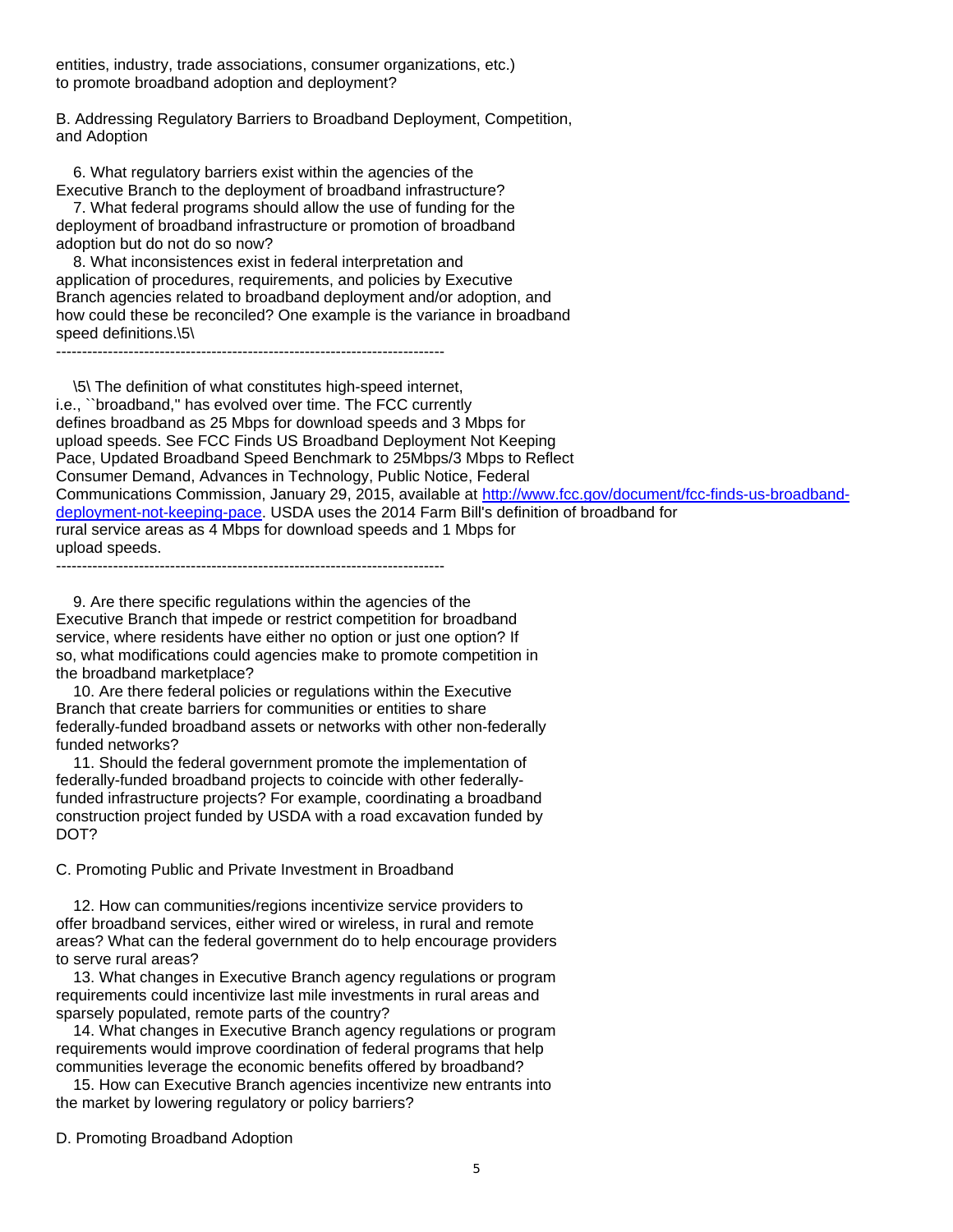entities, industry, trade associations, consumer organizations, etc.) to promote broadband adoption and deployment?

B. Addressing Regulatory Barriers to Broadband Deployment, Competition, and Adoption

6. What regulatory barriers exist within the agencies of the Executive Branch to the deployment of broadband infrastructure?

7. What federal programs should allow the use of funding for the deployment of broadband infrastructure or promotion of broadband adoption but do not do so now?

8. What inconsistences exist in federal interpretation and application of procedures, requirements, and policies by Executive Branch agencies related to broadband deployment and/or adoption, and how could these be reconciled? One example is the variance in broadband speed definitions.\5\

---------------------------------------------------------------------------

\5\ The definition of what constitutes high-speed internet, i.e., ``broadband,'' has evolved over time. The FCC currently defines broadband as 25 Mbps for download speeds and 3 Mbps for upload speeds. See FCC Finds US Broadband Deployment Not Keeping Pace, Updated Broadband Speed Benchmark to 25Mbps/3 Mbps to Reflect Consumer Demand, Advances in Technology, Public Notice, Federal Communications Commission, January 29, 2015, available at [http://www.fcc.gov/document/fcc-finds-us-broadband-deployment-not-keeping-pace](http://www.fcc.gov/document/fcc-finds-us-broadband-deployment-not-keeping-pace). USDA uses the 2014 Farm Bill's definition of broadband for rural service areas as 4 Mbps for download speeds and 1 Mbps for upload speeds.

---------------------------------------------------------------------------

9. Are there specific regulations within the agencies of the Executive Branch that impede or restrict competition for broadband service, where residents have either no option or just one option? If so, what modifications could agencies make to promote competition in the broadband marketplace?

10. Are there federal policies or regulations within the Executive Branch that create barriers for communities or entities to share federally-funded broadband assets or networks with other non-federally funded networks?

11. Should the federal government promote the implementation of federally-funded broadband projects to coincide with other federally-funded infrastructure projects? For example, coordinating a broadband construction project funded by USDA with a road excavation funded by DOT?

C. Promoting Public and Private Investment in Broadband

12. How can communities/regions incentivize service providers to offer broadband services, either wired or wireless, in rural and remote areas? What can the federal government do to help encourage providers to serve rural areas?

13. What changes in Executive Branch agency regulations or program requirements could incentivize last mile investments in rural areas and sparsely populated, remote parts of the country?

14. What changes in Executive Branch agency regulations or program requirements would improve coordination of federal programs that help communities leverage the economic benefits offered by broadband?

15. How can Executive Branch agencies incentivize new entrants into the market by lowering regulatory or policy barriers?

D. Promoting Broadband Adoption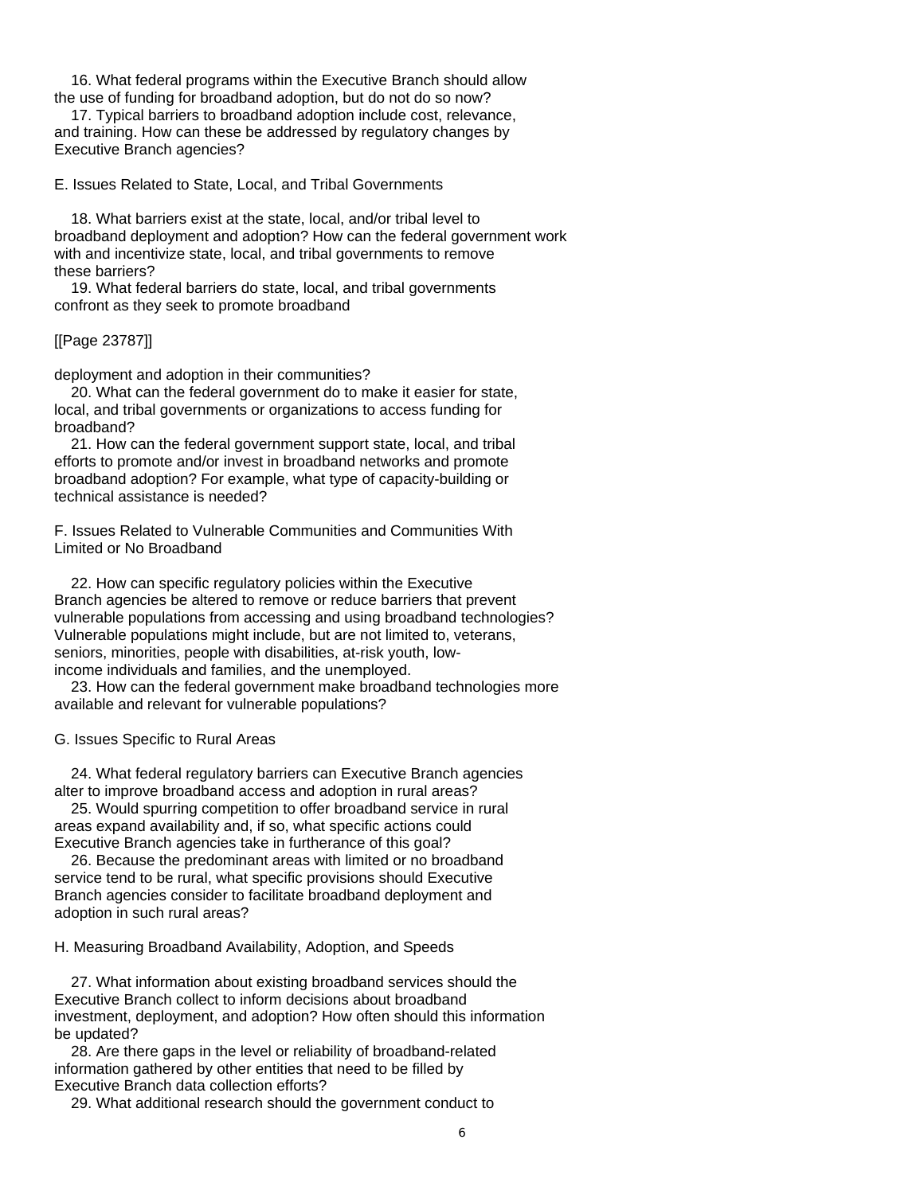16. What federal programs within the Executive Branch should allow the use of funding for broadband adoption, but do not do so now?

17. Typical barriers to broadband adoption include cost, relevance, and training. How can these be addressed by regulatory changes by Executive Branch agencies?

## E. Issues Related to State, Local, and Tribal Governments

18. What barriers exist at the state, local, and/or tribal level to broadband deployment and adoption? How can the federal government work with and incentivize state, local, and tribal governments to remove these barriers?

19. What federal barriers do state, local, and tribal governments confront as they seek to promote broadband

[[Page 23787]]

deployment and adoption in their communities?

20. What can the federal government do to make it easier for state, local, and tribal governments or organizations to access funding for broadband?

21. How can the federal government support state, local, and tribal efforts to promote and/or invest in broadband networks and promote broadband adoption? For example, what type of capacity-building or technical assistance is needed?

## F. Issues Related to Vulnerable Communities and Communities With Limited or No Broadband

22. How can specific regulatory policies within the Executive Branch agencies be altered to remove or reduce barriers that prevent vulnerable populations from accessing and using broadband technologies? Vulnerable populations might include, but are not limited to, veterans, seniors, minorities, people with disabilities, at-risk youth, low-income individuals and families, and the unemployed.

23. How can the federal government make broadband technologies more available and relevant for vulnerable populations?

## G. Issues Specific to Rural Areas

24. What federal regulatory barriers can Executive Branch agencies alter to improve broadband access and adoption in rural areas?

25. Would spurring competition to offer broadband service in rural areas expand availability and, if so, what specific actions could Executive Branch agencies take in furtherance of this goal?

26. Because the predominant areas with limited or no broadband service tend to be rural, what specific provisions should Executive Branch agencies consider to facilitate broadband deployment and adoption in such rural areas?

## H. Measuring Broadband Availability, Adoption, and Speeds

27. What information about existing broadband services should the Executive Branch collect to inform decisions about broadband investment, deployment, and adoption? How often should this information be updated?

28. Are there gaps in the level or reliability of broadband-related information gathered by other entities that need to be filled by Executive Branch data collection efforts?

29. What additional research should the government conduct to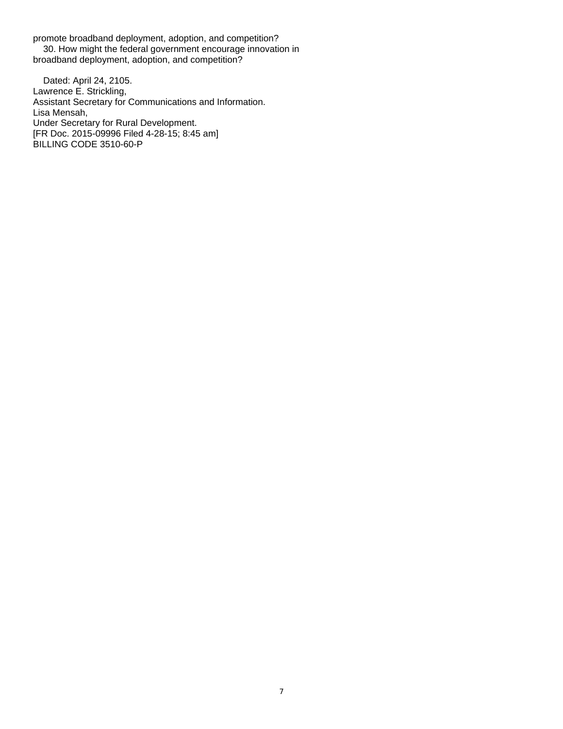promote broadband deployment, adoption, and competition?

30. How might the federal government encourage innovation in broadband deployment, adoption, and competition?

Dated: April 24, 2105.

Lawrence E. Strickling,

Assistant Secretary for Communications and Information.

Lisa Mensah,

Under Secretary for Rural Development.

[FR Doc. 2015-09996 Filed 4-28-15; 8:45 am]

BILLING CODE 3510-60-P